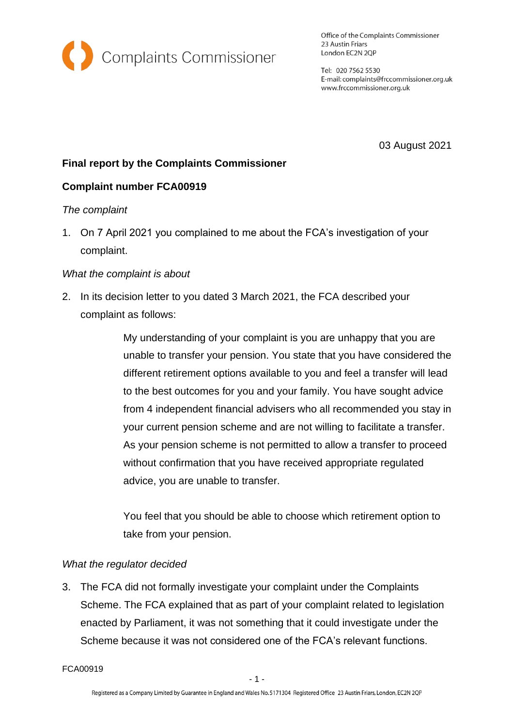Complaints Commissioner

Office of the Complaints Commissioner
23 Austin Friars
London EC2N 2QP

Tel: 020 7562 5530
E-mail: complaints@frccommissioner.org.uk
www.frccommissioner.org.uk

03 August 2021

**Final report by the Complaints Commissioner**

**Complaint number FCA00919**

*The complaint*

1. On 7 April 2021 you complained to me about the FCA's investigation of your complaint.

*What the complaint is about*

2. In its decision letter to you dated 3 March 2021, the FCA described your complaint as follows:

> My understanding of your complaint is you are unhappy that you are unable to transfer your pension. You state that you have considered the different retirement options available to you and feel a transfer will lead to the best outcomes for you and your family. You have sought advice from 4 independent financial advisers who all recommended you stay in your current pension scheme and are not willing to facilitate a transfer. As your pension scheme is not permitted to allow a transfer to proceed without confirmation that you have received appropriate regulated advice, you are unable to transfer.
>
> You feel that you should be able to choose which retirement option to take from your pension.

*What the regulator decided*

3. The FCA did not formally investigate your complaint under the Complaints Scheme. The FCA explained that as part of your complaint related to legislation enacted by Parliament, it was not something that it could investigate under the Scheme because it was not considered one of the FCA's relevant functions.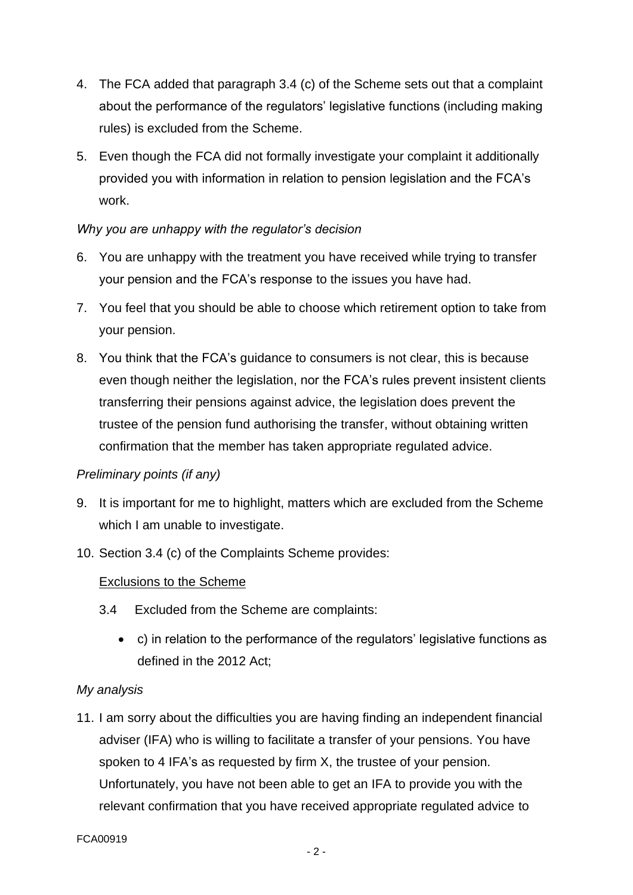4. The FCA added that paragraph 3.4 (c) of the Scheme sets out that a complaint about the performance of the regulators' legislative functions (including making rules) is excluded from the Scheme.

5. Even though the FCA did not formally investigate your complaint it additionally provided you with information in relation to pension legislation and the FCA's work.

*Why you are unhappy with the regulator's decision*

6. You are unhappy with the treatment you have received while trying to transfer your pension and the FCA's response to the issues you have had.

7. You feel that you should be able to choose which retirement option to take from your pension.

8. You think that the FCA's guidance to consumers is not clear, this is because even though neither the legislation, nor the FCA's rules prevent insistent clients transferring their pensions against advice, the legislation does prevent the trustee of the pension fund authorising the transfer, without obtaining written confirmation that the member has taken appropriate regulated advice.

*Preliminary points (if any)*

9. It is important for me to highlight, matters which are excluded from the Scheme which I am unable to investigate.

10. Section 3.4 (c) of the Complaints Scheme provides:

    <u>Exclusions to the Scheme</u>

    3.4 Excluded from the Scheme are complaints:

    - c) in relation to the performance of the regulators' legislative functions as defined in the 2012 Act;

*My analysis*

11. I am sorry about the difficulties you are having finding an independent financial adviser (IFA) who is willing to facilitate a transfer of your pensions. You have spoken to 4 IFA's as requested by firm X, the trustee of your pension. Unfortunately, you have not been able to get an IFA to provide you with the relevant confirmation that you have received appropriate regulated advice to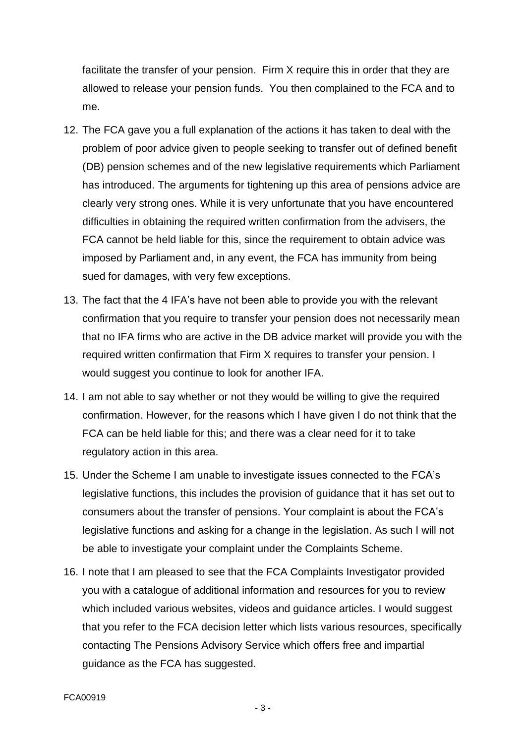facilitate the transfer of your pension. Firm X require this in order that they are allowed to release your pension funds. You then complained to the FCA and to me.

12. The FCA gave you a full explanation of the actions it has taken to deal with the problem of poor advice given to people seeking to transfer out of defined benefit (DB) pension schemes and of the new legislative requirements which Parliament has introduced. The arguments for tightening up this area of pensions advice are clearly very strong ones. While it is very unfortunate that you have encountered difficulties in obtaining the required written confirmation from the advisers, the FCA cannot be held liable for this, since the requirement to obtain advice was imposed by Parliament and, in any event, the FCA has immunity from being sued for damages, with very few exceptions.

13. The fact that the 4 IFA's have not been able to provide you with the relevant confirmation that you require to transfer your pension does not necessarily mean that no IFA firms who are active in the DB advice market will provide you with the required written confirmation that Firm X requires to transfer your pension. I would suggest you continue to look for another IFA.

14. I am not able to say whether or not they would be willing to give the required confirmation. However, for the reasons which I have given I do not think that the FCA can be held liable for this; and there was a clear need for it to take regulatory action in this area.

15. Under the Scheme I am unable to investigate issues connected to the FCA's legislative functions, this includes the provision of guidance that it has set out to consumers about the transfer of pensions. Your complaint is about the FCA's legislative functions and asking for a change in the legislation. As such I will not be able to investigate your complaint under the Complaints Scheme.

16. I note that I am pleased to see that the FCA Complaints Investigator provided you with a catalogue of additional information and resources for you to review which included various websites, videos and guidance articles. I would suggest that you refer to the FCA decision letter which lists various resources, specifically contacting The Pensions Advisory Service which offers free and impartial guidance as the FCA has suggested.

FCA00919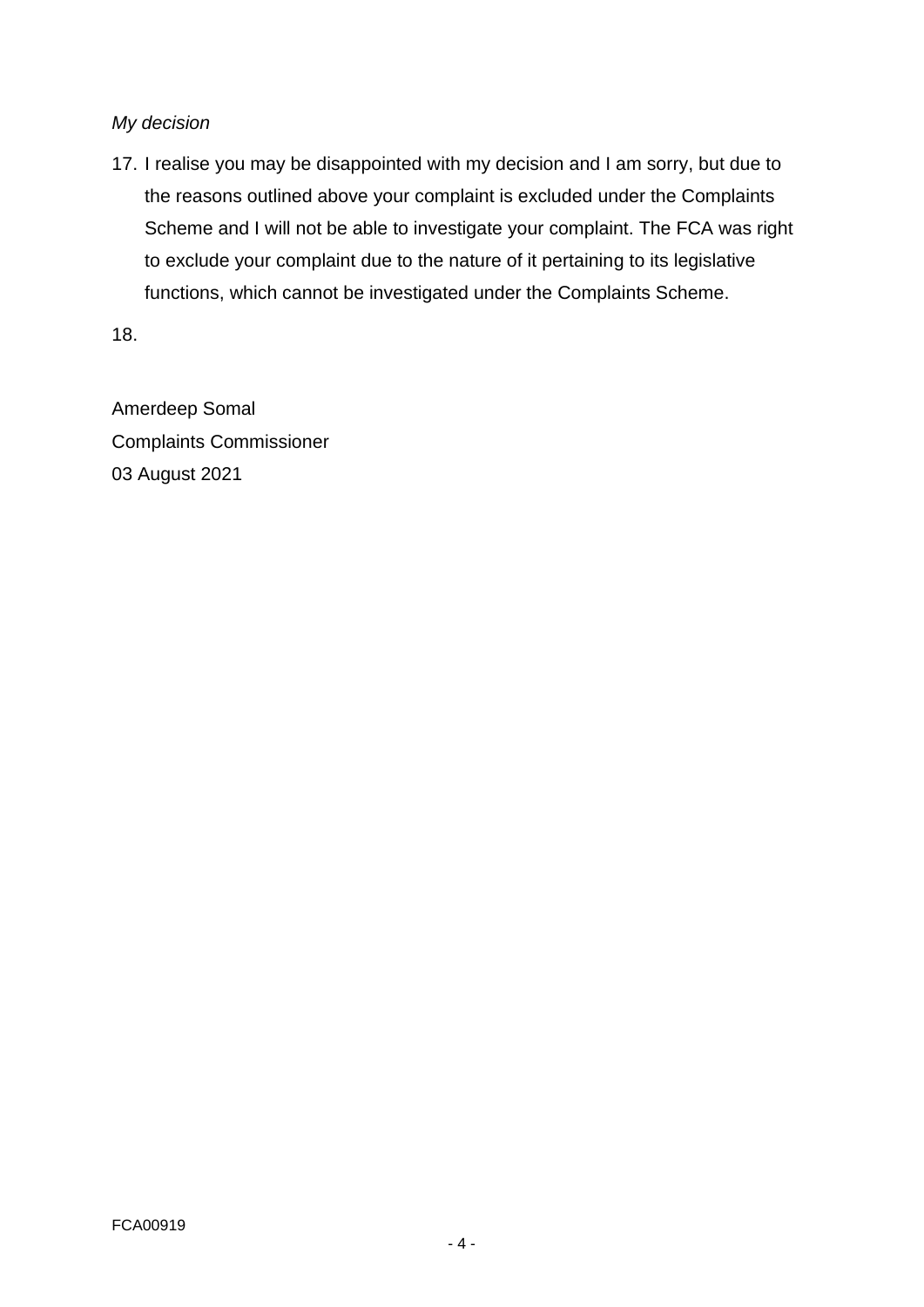*My decision*

17. I realise you may be disappointed with my decision and I am sorry, but due to the reasons outlined above your complaint is excluded under the Complaints Scheme and I will not be able to investigate your complaint. The FCA was right to exclude your complaint due to the nature of it pertaining to its legislative functions, which cannot be investigated under the Complaints Scheme.

18.

Amerdeep Somal
Complaints Commissioner
03 August 2021

FCA00919